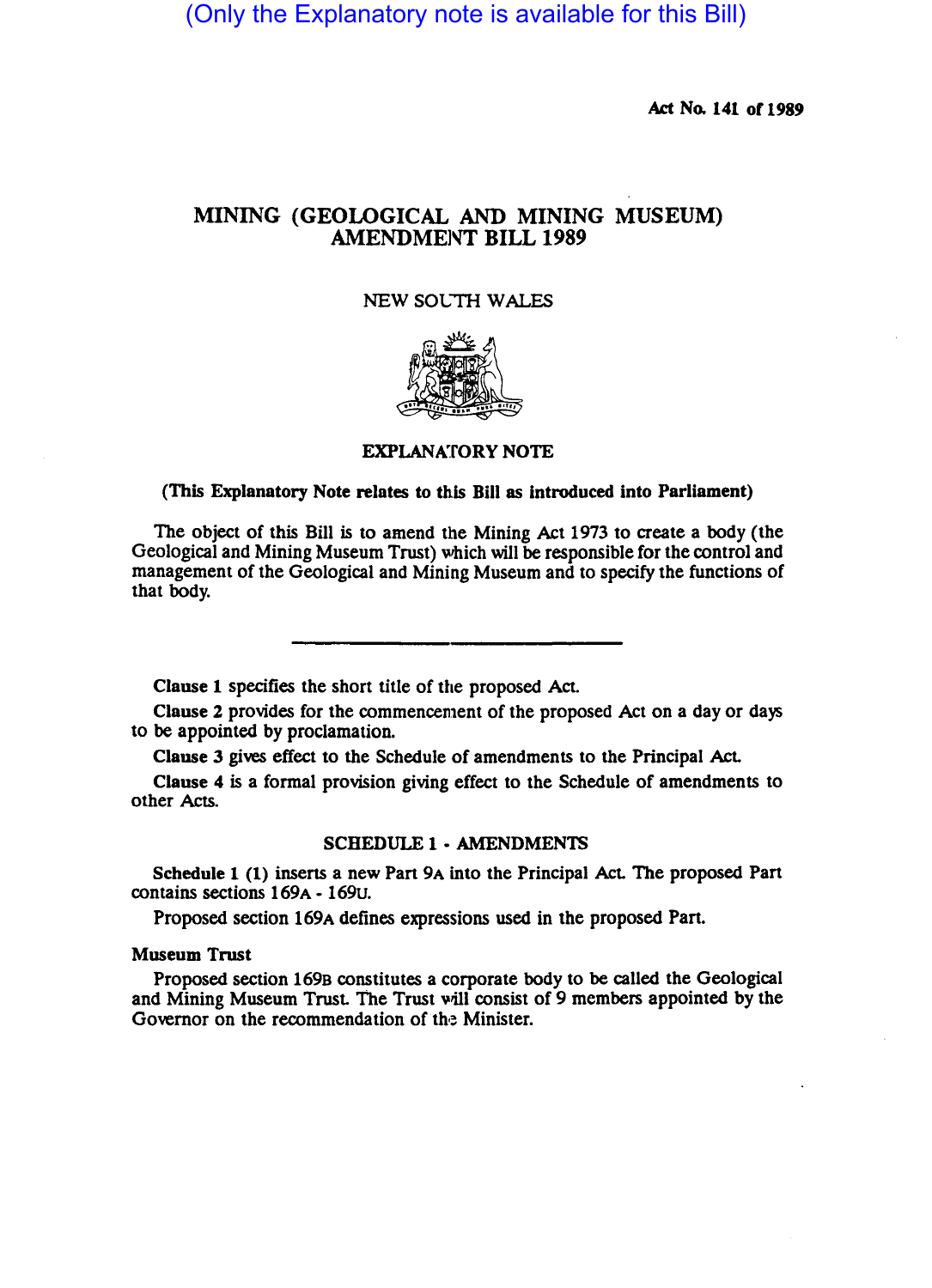(Only the Explanatory note is available for this Bill)

**Act No. 141 of 1989**

# MINING (GEOLOGICAL AND MINING MUSEUM) AMENDMENT BILL 1989

NEW SOUTH WALES

## EXPLANATORY NOTE

**(This Explanatory Note relates to this Bill as introduced into Parliament)**

The object of this Bill is to amend the Mining Act 1973 to create a body (the Geological and Mining Museum Trust) which will be responsible for the control and management of the Geological and Mining Museum and to specify the functions of that body.

---

**Clause 1** specifies the short title of the proposed Act.

**Clause 2** provides for the commencement of the proposed Act on a day or days to be appointed by proclamation.

**Clause 3** gives effect to the Schedule of amendments to the Principal Act.

**Clause 4** is a formal provision giving effect to the Schedule of amendments to other Acts.

## SCHEDULE 1 - AMENDMENTS

**Schedule 1 (1)** inserts a new Part 9A into the Principal Act. The proposed Part contains sections 169A - 169U.

Proposed section 169A defines expressions used in the proposed Part.

### Museum Trust

Proposed section 169B constitutes a corporate body to be called the Geological and Mining Museum Trust. The Trust will consist of 9 members appointed by the Governor on the recommendation of the Minister.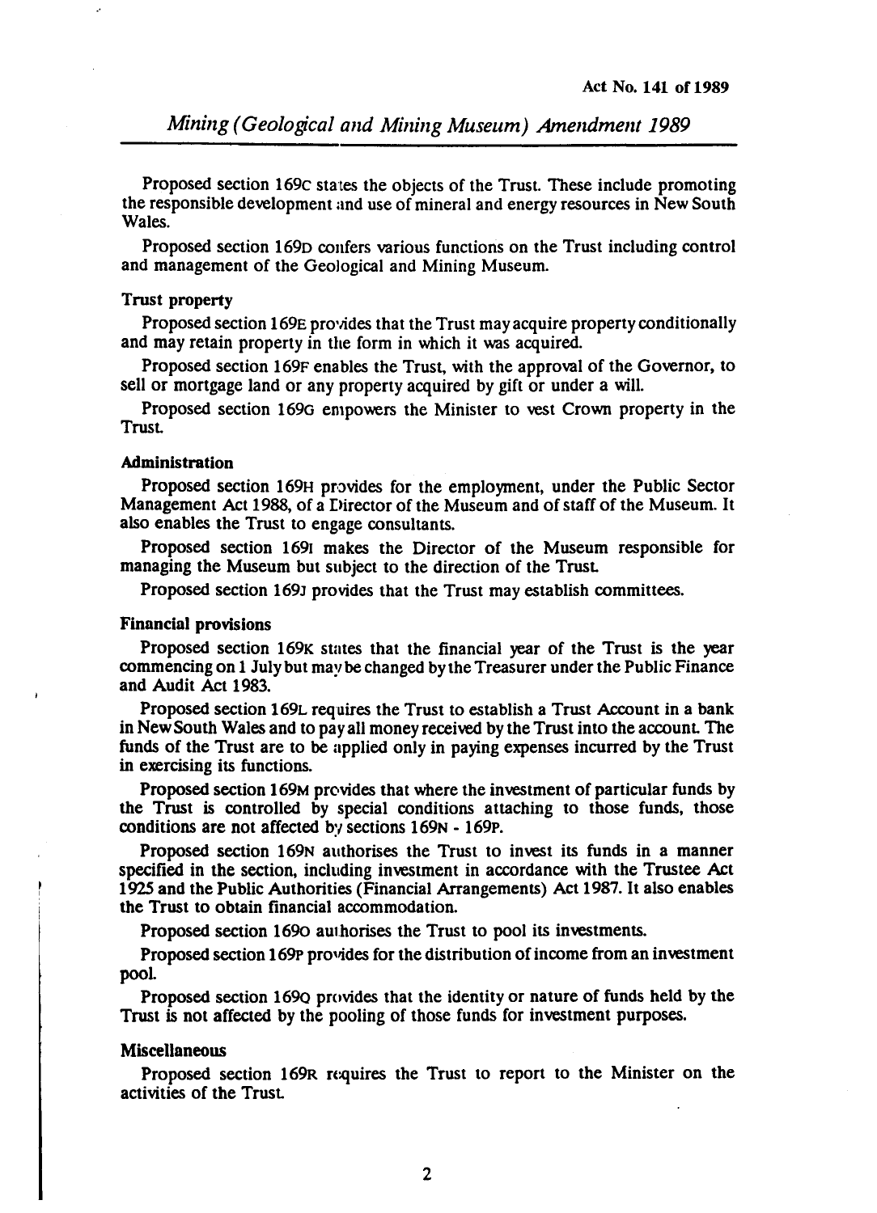Proposed section 169C states the objects of the Trust. These include promoting the responsible development and use of mineral and energy resources in New South Wales.

Proposed section 169D confers various functions on the Trust including control and management of the Geological and Mining Museum.

**Trust property**

Proposed section 169E provides that the Trust may acquire property conditionally and may retain property in the form in which it was acquired.

Proposed section 169F enables the Trust, with the approval of the Governor, to sell or mortgage land or any property acquired by gift or under a will.

Proposed section 169G empowers the Minister to vest Crown property in the Trust.

**Administration**

Proposed section 169H provides for the employment, under the Public Sector Management Act 1988, of a Director of the Museum and of staff of the Museum. It also enables the Trust to engage consultants.

Proposed section 169I makes the Director of the Museum responsible for managing the Museum but subject to the direction of the Trust.

Proposed section 169J provides that the Trust may establish committees.

**Financial provisions**

Proposed section 169K states that the financial year of the Trust is the year commencing on 1 July but may be changed by the Treasurer under the Public Finance and Audit Act 1983.

Proposed section 169L requires the Trust to establish a Trust Account in a bank in New South Wales and to pay all money received by the Trust into the account. The funds of the Trust are to be applied only in paying expenses incurred by the Trust in exercising its functions.

Proposed section 169M provides that where the investment of particular funds by the Trust is controlled by special conditions attaching to those funds, those conditions are not affected by sections 169N - 169P.

Proposed section 169N authorises the Trust to invest its funds in a manner specified in the section, including investment in accordance with the Trustee Act 1925 and the Public Authorities (Financial Arrangements) Act 1987. It also enables the Trust to obtain financial accommodation.

Proposed section 169O authorises the Trust to pool its investments.

Proposed section 169P provides for the distribution of income from an investment pool.

Proposed section 169Q provides that the identity or nature of funds held by the Trust is not affected by the pooling of those funds for investment purposes.

**Miscellaneous**

Proposed section 169R requires the Trust to report to the Minister on the activities of the Trust.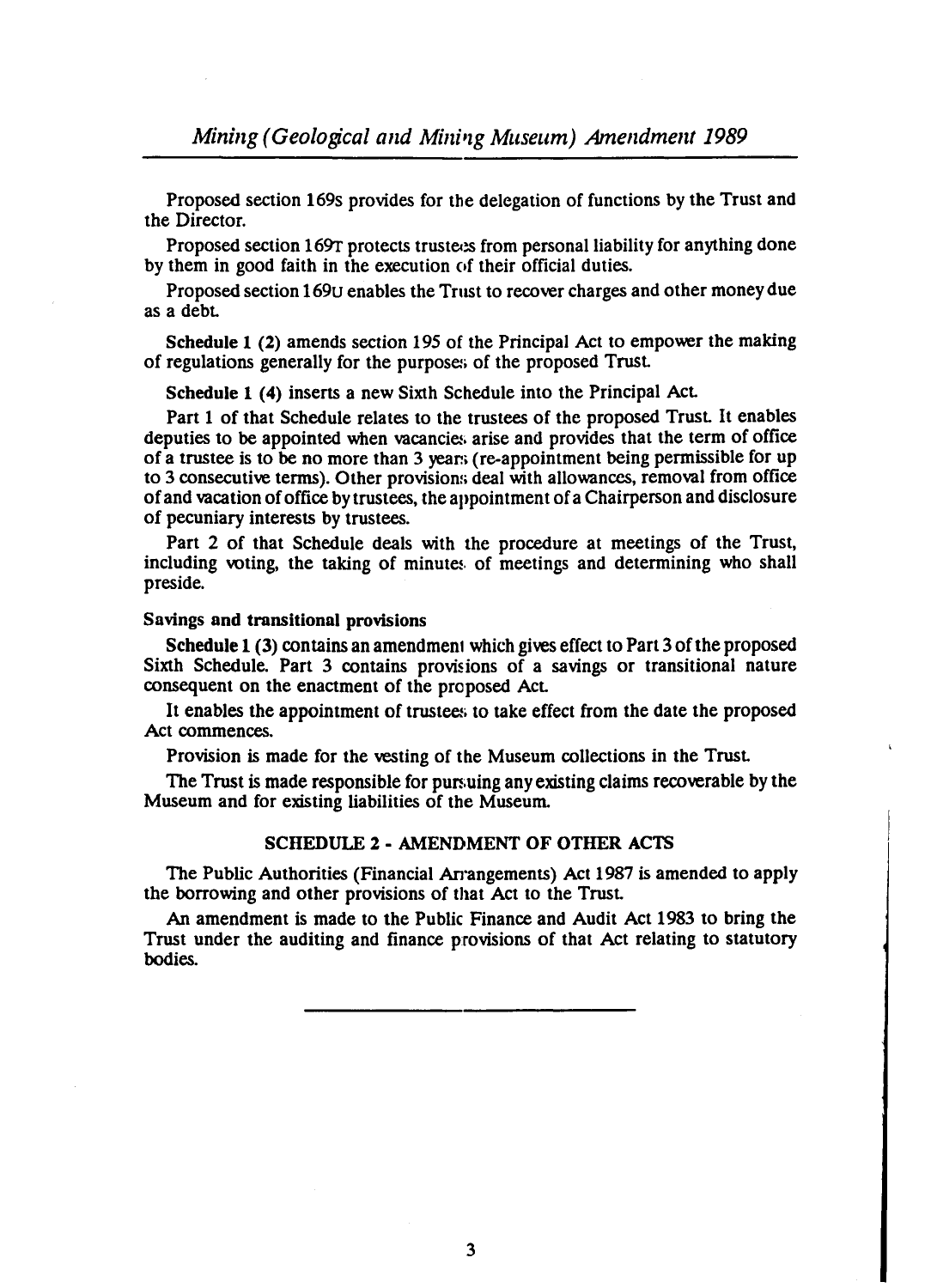Proposed section 169S provides for the delegation of functions by the Trust and the Director.

Proposed section 169T protects trustees from personal liability for anything done by them in good faith in the execution of their official duties.

Proposed section 169U enables the Trust to recover charges and other money due as a debt.

**Schedule 1 (2)** amends section 195 of the Principal Act to empower the making of regulations generally for the purposes of the proposed Trust.

**Schedule 1 (4)** inserts a new Sixth Schedule into the Principal Act.

Part 1 of that Schedule relates to the trustees of the proposed Trust. It enables deputies to be appointed when vacancies arise and provides that the term of office of a trustee is to be no more than 3 years (re-appointment being permissible for up to 3 consecutive terms). Other provisions deal with allowances, removal from office of and vacation of office by trustees, the appointment of a Chairperson and disclosure of pecuniary interests by trustees.

Part 2 of that Schedule deals with the procedure at meetings of the Trust, including voting, the taking of minutes of meetings and determining who shall preside.

**Savings and transitional provisions**

**Schedule 1 (3)** contains an amendment which gives effect to Part 3 of the proposed Sixth Schedule. Part 3 contains provisions of a savings or transitional nature consequent on the enactment of the proposed Act.

It enables the appointment of trustees to take effect from the date the proposed Act commences.

Provision is made for the vesting of the Museum collections in the Trust.

The Trust is made responsible for pursuing any existing claims recoverable by the Museum and for existing liabilities of the Museum.

## SCHEDULE 2 - AMENDMENT OF OTHER ACTS

The Public Authorities (Financial Arrangements) Act 1987 is amended to apply the borrowing and other provisions of that Act to the Trust.

An amendment is made to the Public Finance and Audit Act 1983 to bring the Trust under the auditing and finance provisions of that Act relating to statutory bodies.